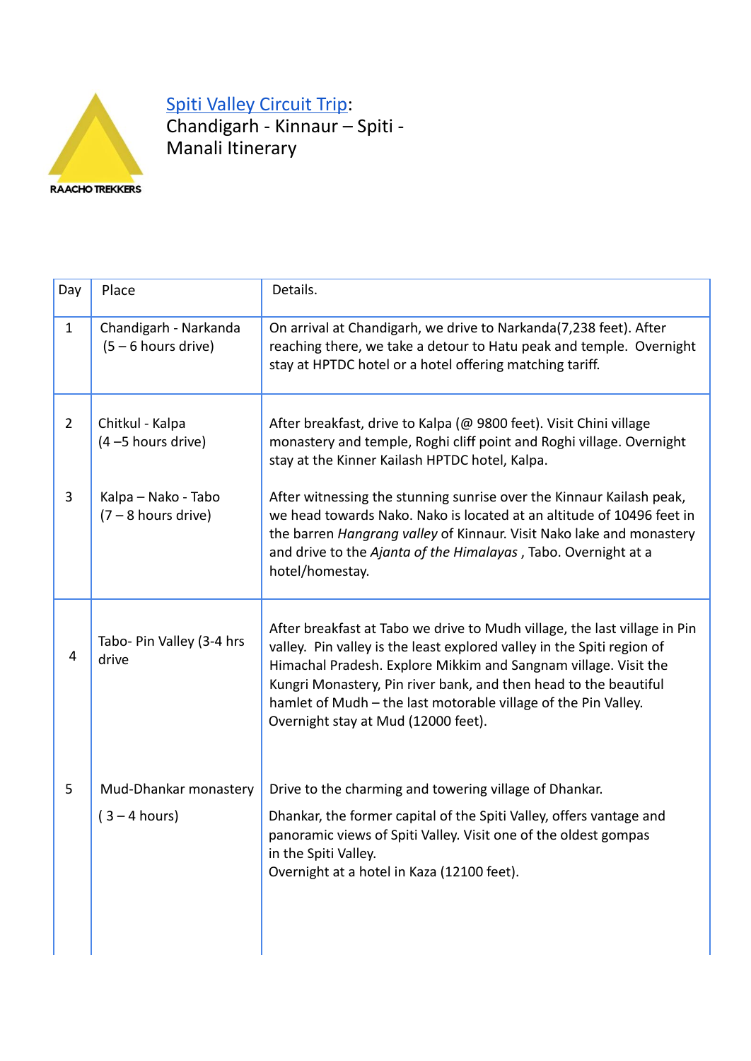RAACHO TREKKERS

# Spiti Valley Circuit Trip:
Chandigarh - Kinnaur – Spiti - Manali Itinerary

| Day | Place | Details. |
|---|---|---|
| 1 | Chandigarh - Narkanda (5 – 6 hours drive) | On arrival at Chandigarh, we drive to Narkanda(7,238 feet). After reaching there, we take a detour to Hatu peak and temple. Overnight stay at HPTDC hotel or a hotel offering matching tariff. |
| 2 | Chitkul - Kalpa (4 –5 hours drive) | After breakfast, drive to Kalpa (@ 9800 feet). Visit Chini village monastery and temple, Roghi cliff point and Roghi village. Overnight stay at the Kinner Kailash HPTDC hotel, Kalpa. |
| 3 | Kalpa – Nako - Tabo (7 – 8 hours drive) | After witnessing the stunning sunrise over the Kinnaur Kailash peak, we head towards Nako. Nako is located at an altitude of 10496 feet in the barren *Hangrang valley* of Kinnaur. Visit Nako lake and monastery and drive to the *Ajanta of the Himalayas* , Tabo. Overnight at a hotel/homestay. |
| 4 | Tabo- Pin Valley (3-4 hrs drive | After breakfast at Tabo we drive to Mudh village, the last village in Pin valley. Pin valley is the least explored valley in the Spiti region of Himachal Pradesh. Explore Mikkim and Sangnam village. Visit the Kungri Monastery, Pin river bank, and then head to the beautiful hamlet of Mudh – the last motorable village of the Pin Valley. Overnight stay at Mud (12000 feet). |
| 5 | Mud-Dhankar monastery ( 3 – 4 hours) | Drive to the charming and towering village of Dhankar. Dhankar, the former capital of the Spiti Valley, offers vantage and panoramic views of Spiti Valley. Visit one of the oldest gompas in the Spiti Valley. Overnight at a hotel in Kaza (12100 feet). |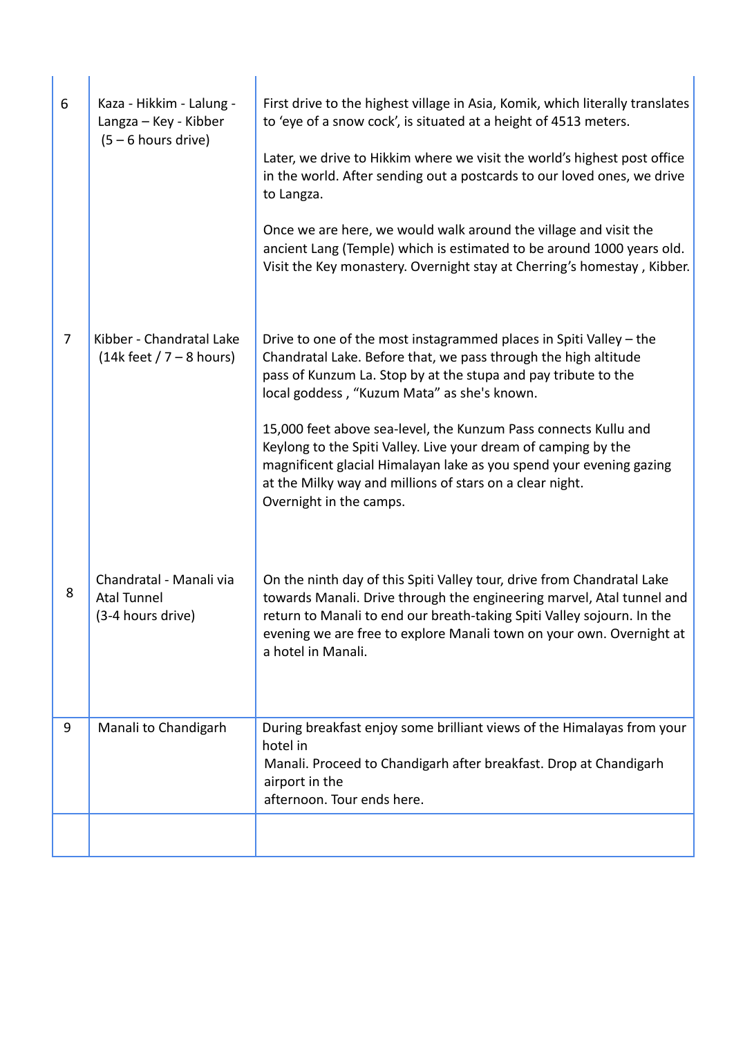| | | |
|---|---|---|
| 6 | Kaza - Hikkim - Lalung - Langza – Key - Kibber (5 – 6 hours drive) | First drive to the highest village in Asia, Komik, which literally translates to 'eye of a snow cock', is situated at a height of 4513 meters.<br><br>Later, we drive to Hikkim where we visit the world's highest post office in the world. After sending out a postcards to our loved ones, we drive to Langza.<br><br>Once we are here, we would walk around the village and visit the ancient Lang (Temple) which is estimated to be around 1000 years old. Visit the Key monastery. Overnight stay at Cherring's homestay , Kibber. |
| 7 | Kibber - Chandratal Lake (14k feet / 7 – 8 hours) | Drive to one of the most instagrammed places in Spiti Valley – the Chandratal Lake. Before that, we pass through the high altitude pass of Kunzum La. Stop by at the stupa and pay tribute to the local goddess , "Kuzum Mata" as she's known.<br><br>15,000 feet above sea-level, the Kunzum Pass connects Kullu and Keylong to the Spiti Valley. Live your dream of camping by the magnificent glacial Himalayan lake as you spend your evening gazing at the Milky way and millions of stars on a clear night.<br>Overnight in the camps. |
| 8 | Chandratal - Manali via Atal Tunnel (3-4 hours drive) | On the ninth day of this Spiti Valley tour, drive from Chandratal Lake towards Manali. Drive through the engineering marvel, Atal tunnel and return to Manali to end our breath-taking Spiti Valley sojourn. In the evening we are free to explore Manali town on your own. Overnight at a hotel in Manali. |
| 9 | Manali to Chandigarh | During breakfast enjoy some brilliant views of the Himalayas from your hotel in<br>Manali. Proceed to Chandigarh after breakfast. Drop at Chandigarh airport in the<br>afternoon. Tour ends here. |
| | | |